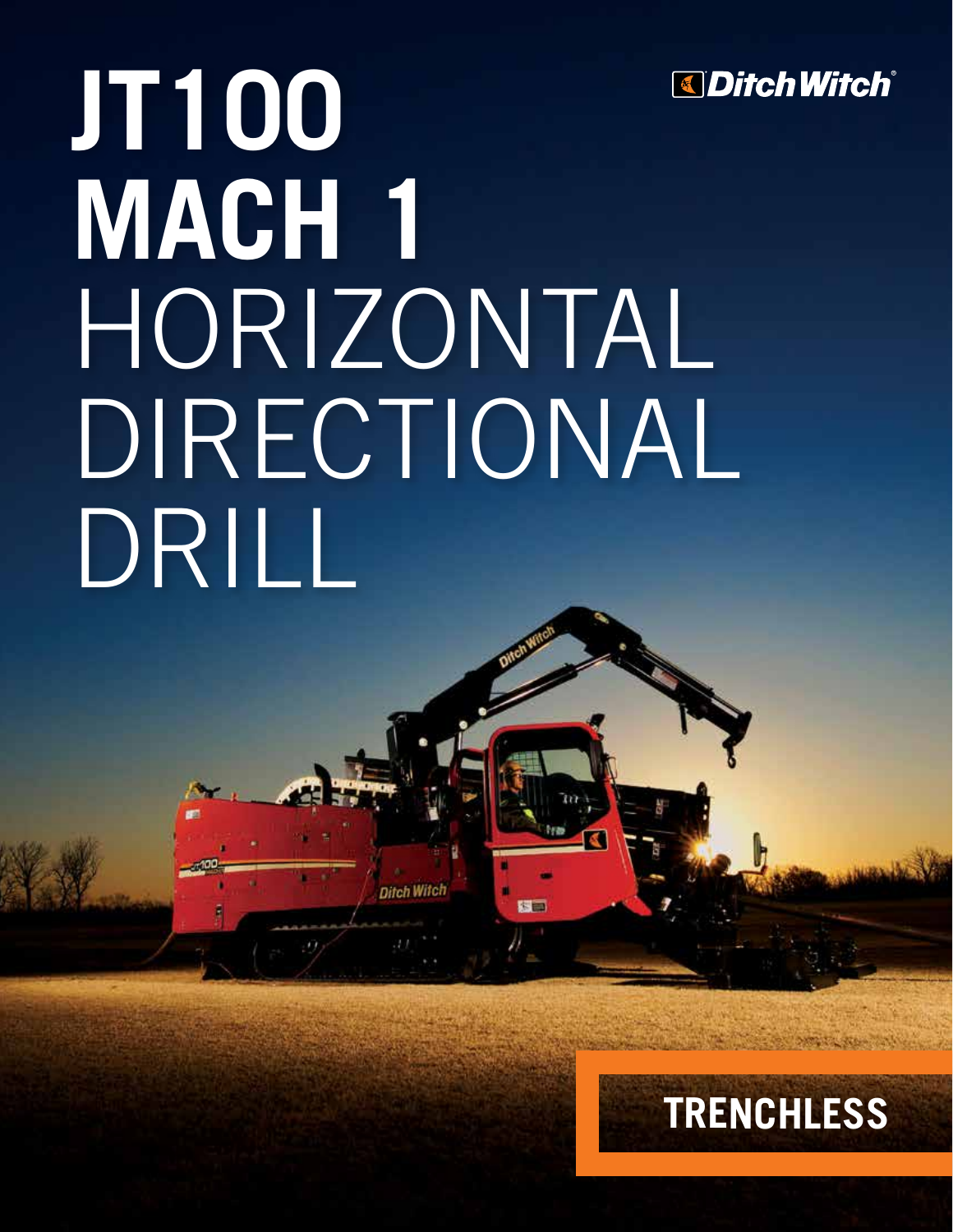# JT100 MACH 1 HORIZONTAL DIRECTIONAL DRILL

Ditch Witch

TRENCHLESS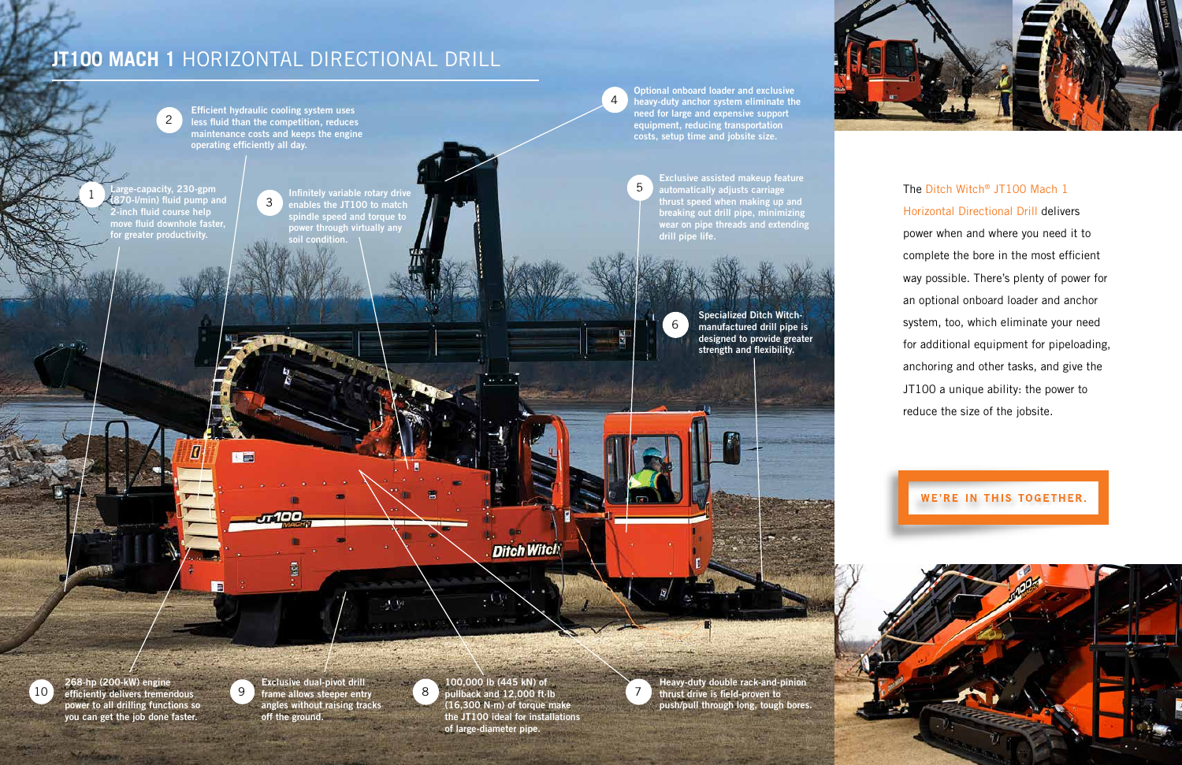# JT100 MACH 1 HORIZONTAL DIRECTIONAL DRILL

1. Large-capacity, 230-gpm (870-l/min) fluid pump and 2-inch fluid course help move fluid downhole faster, for greater productivity.

2. Efficient hydraulic cooling system uses less fluid than the competition, reduces maintenance costs and keeps the engine operating efficiently all day.

3. Infinitely variable rotary drive enables the JT100 to match spindle speed and torque to power through virtually any soil condition.

4. Optional onboard loader and exclusive heavy-duty anchor system eliminate the need for large and expensive support equipment, reducing transportation costs, setup time and jobsite size.

5. Exclusive assisted makeup feature automatically adjusts carriage thrust speed when making up and breaking out drill pipe, minimizing wear on pipe threads and extending drill pipe life.

6. Specialized Ditch Witch-manufactured drill pipe is designed to provide greater strength and flexibility.

7. Heavy-duty double rack-and-pinion thrust drive is field-proven to push/pull through long, tough bores.

8. 100,000 lb (445 kN) of pullback and 12,000 ft·lb (16,300 N·m) of torque make the JT100 ideal for installations of large-diameter pipe.

9. Exclusive dual-pivot drill frame allows steeper entry angles without raising tracks off the ground.

10. 268-hp (200-kW) engine efficiently delivers tremendous power to all drilling functions so you can get the job done faster.

The Ditch Witch® JT100 Mach 1 Horizontal Directional Drill delivers power when and where you need it to complete the bore in the most efficient way possible. There's plenty of power for an optional onboard loader and anchor system, too, which eliminate your need for additional equipment for pipeloading, anchoring and other tasks, and give the JT100 a unique ability: the power to reduce the size of the jobsite.

**WE'RE IN THIS TOGETHER.**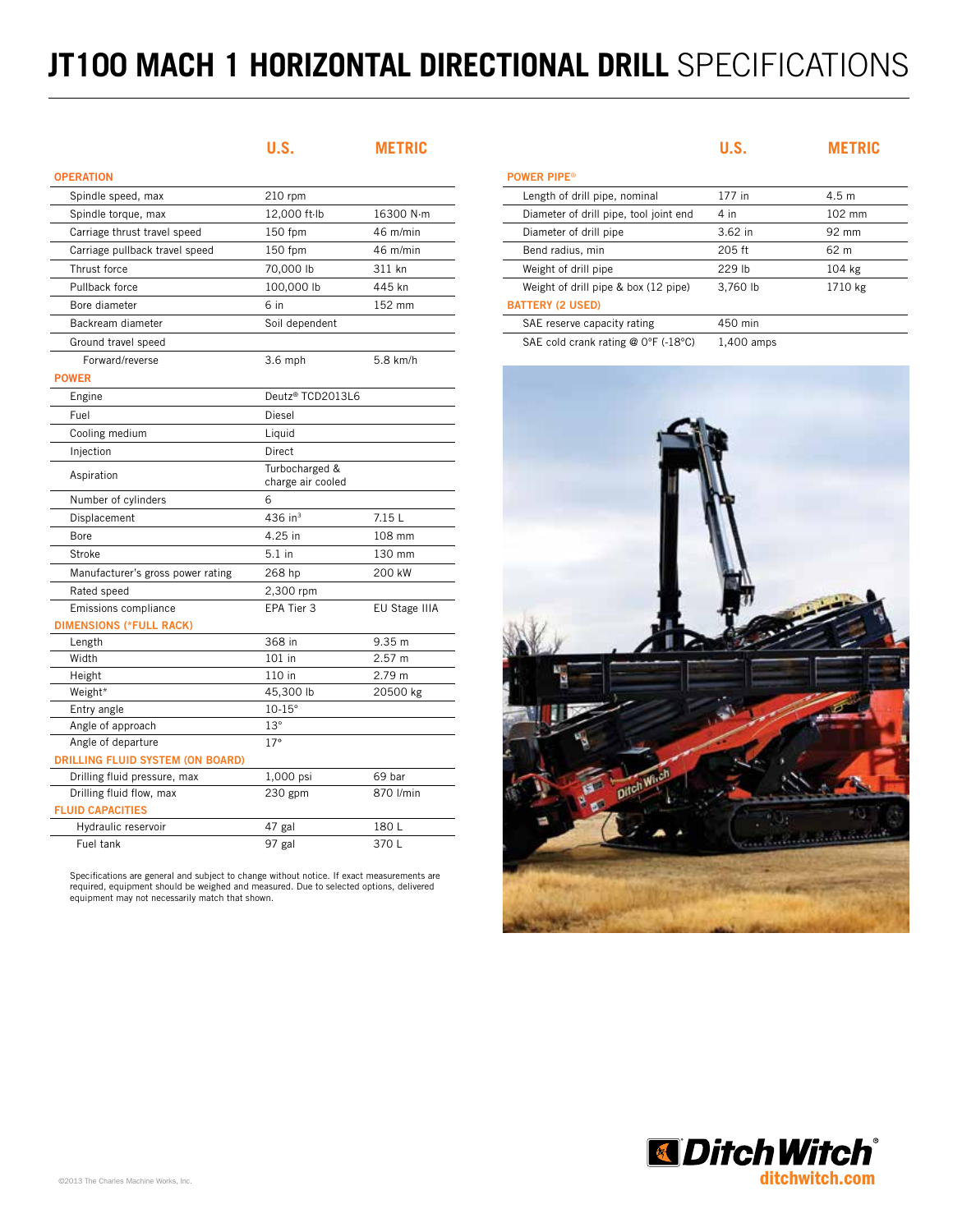# JT100 MACH 1 HORIZONTAL DIRECTIONAL DRILL SPECIFICATIONS

| | U.S. | METRIC |
|---|---|---|
| **OPERATION** | | |
| Spindle speed, max | 210 rpm | |
| Spindle torque, max | 12,000 ft·lb | 16300 N·m |
| Carriage thrust travel speed | 150 fpm | 46 m/min |
| Carriage pullback travel speed | 150 fpm | 46 m/min |
| Thrust force | 70,000 lb | 311 kn |
| Pullback force | 100,000 lb | 445 kn |
| Bore diameter | 6 in | 152 mm |
| Backream diameter | Soil dependent | |
| Ground travel speed | | |
| Forward/reverse | 3.6 mph | 5.8 km/h |
| **POWER** | | |
| Engine | Deutz® TCD2013L6 | |
| Fuel | Diesel | |
| Cooling medium | Liquid | |
| Injection | Direct | |
| Aspiration | Turbocharged & charge air cooled | |
| Number of cylinders | 6 | |
| Displacement | 436 in³ | 7.15 L |
| Bore | 4.25 in | 108 mm |
| Stroke | 5.1 in | 130 mm |
| Manufacturer's gross power rating | 268 hp | 200 kW |
| Rated speed | 2,300 rpm | |
| Emissions compliance | EPA Tier 3 | EU Stage IIIA |
| **DIMENSIONS (*FULL RACK)** | | |
| Length | 368 in | 9.35 m |
| Width | 101 in | 2.57 m |
| Height | 110 in | 2.79 m |
| Weight* | 45,300 lb | 20500 kg |
| Entry angle | 10-15° | |
| Angle of approach | 13° | |
| Angle of departure | 17° | |
| **DRILLING FLUID SYSTEM (ON BOARD)** | | |
| Drilling fluid pressure, max | 1,000 psi | 69 bar |
| Drilling fluid flow, max | 230 gpm | 870 l/min |
| **FLUID CAPACITIES** | | |
| Hydraulic reservoir | 47 gal | 180 L |
| Fuel tank | 97 gal | 370 L |

Specifications are general and subject to change without notice. If exact measurements are required, equipment should be weighed and measured. Due to selected options, delivered equipment may not necessarily match that shown.

| | U.S. | METRIC |
|---|---|---|
| **POWER PIPE®** | | |
| Length of drill pipe, nominal | 177 in | 4.5 m |
| Diameter of drill pipe, tool joint end | 4 in | 102 mm |
| Diameter of drill pipe | 3.62 in | 92 mm |
| Bend radius, min | 205 ft | 62 m |
| Weight of drill pipe | 229 lb | 104 kg |
| Weight of drill pipe & box (12 pipe) | 3,760 lb | 1710 kg |
| **BATTERY (2 USED)** | | |
| SAE reserve capacity rating | 450 min | |
| SAE cold crank rating @ 0°F (-18°C) | 1,400 amps | |

Ditch Witch®
ditchwitch.com

©2013 The Charles Machine Works, Inc.